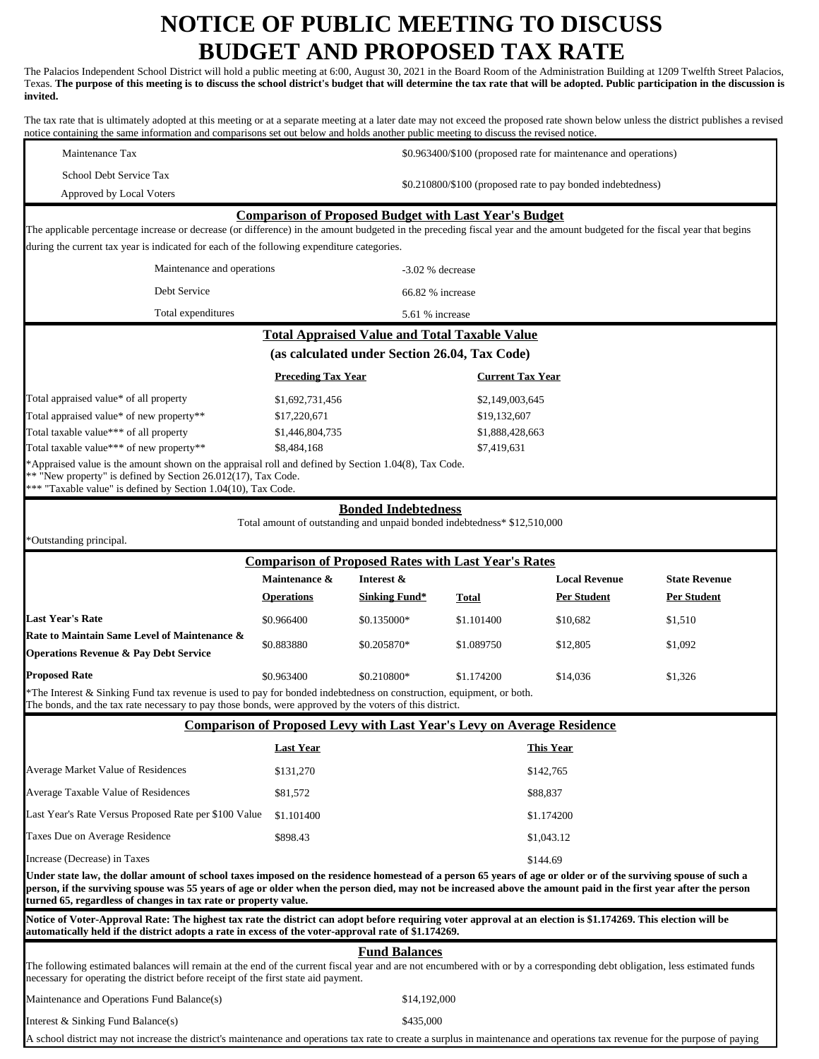# NOTICE OF PUBLIC MEETING TO DISCUSS BUDGET AND PROPOSED TAX RATE

The Palacios Independent School District will hold a public meeting at 6:00, August 30, 2021 in the Board Room of the Administration Building at 1209 Twelfth Street Palacios, Texas. **The purpose of this meeting is to discuss the school district's budget that will determine the tax rate that will be adopted. Public participation in the discussion is invited.**

The tax rate that is ultimately adopted at this meeting or at a separate meeting at a later date may not exceed the proposed rate shown below unless the district publishes a revised notice containing the same information and comparisons set out below and holds another public meeting to discuss the revised notice.

| | |
|---|---|
| Maintenance Tax | $0.963400/$100 (proposed rate for maintenance and operations) |
| School Debt Service Tax Approved by Local Voters | $0.210800/$100 (proposed rate to pay bonded indebtedness) |

## Comparison of Proposed Budget with Last Year's Budget

The applicable percentage increase or decrease (or difference) in the amount budgeted in the preceding fiscal year and the amount budgeted for the fiscal year that begins during the current tax year is indicated for each of the following expenditure categories.

| | |
|---|---|
| Maintenance and operations | -3.02 % decrease |
| Debt Service | 66.82 % increase |
| Total expenditures | 5.61 % increase |

## Total Appraised Value and Total Taxable Value
### (as calculated under Section 26.04, Tax Code)

| | Preceding Tax Year | Current Tax Year |
|---|---|---|
| Total appraised value* of all property | $1,692,731,456 | $2,149,003,645 |
| Total appraised value* of new property** | $17,220,671 | $19,132,607 |
| Total taxable value*** of all property | $1,446,804,735 | $1,888,428,663 |
| Total taxable value*** of new property** | $8,484,168 | $7,419,631 |

*Appraised value is the amount shown on the appraisal roll and defined by Section 1.04(8), Tax Code.
** "New property" is defined by Section 26.012(17), Tax Code.
*** "Taxable value" is defined by Section 1.04(10), Tax Code.

## Bonded Indebtedness

Total amount of outstanding and unpaid bonded indebtedness* $12,510,000

*Outstanding principal.

## Comparison of Proposed Rates with Last Year's Rates

| | Maintenance & Operations | Interest & Sinking Fund* | Total | Local Revenue Per Student | State Revenue Per Student |
|---|---|---|---|---|---|
| **Last Year's Rate** | $0.966400 | $0.135000* | $1.101400 | $10,682 | $1,510 |
| **Rate to Maintain Same Level of Maintenance & Operations Revenue & Pay Debt Service** | $0.883880 | $0.205870* | $1.089750 | $12,805 | $1,092 |
| **Proposed Rate** | $0.963400 | $0.210800* | $1.174200 | $14,036 | $1,326 |

*The Interest & Sinking Fund tax revenue is used to pay for bonded indebtedness on construction, equipment, or both. The bonds, and the tax rate necessary to pay those bonds, were approved by the voters of this district.

## Comparison of Proposed Levy with Last Year's Levy on Average Residence

| | Last Year | This Year |
|---|---|---|
| Average Market Value of Residences | $131,270 | $142,765 |
| Average Taxable Value of Residences | $81,572 | $88,837 |
| Last Year's Rate Versus Proposed Rate per $100 Value | $1.101400 | $1.174200 |
| Taxes Due on Average Residence | $898.43 | $1,043.12 |
| Increase (Decrease) in Taxes | | $144.69 |

**Under state law, the dollar amount of school taxes imposed on the residence homestead of a person 65 years of age or older or of the surviving spouse of such a person, if the surviving spouse was 55 years of age or older when the person died, may not be increased above the amount paid in the first year after the person turned 65, regardless of changes in tax rate or property value.**

**Notice of Voter-Approval Rate: The highest tax rate the district can adopt before requiring voter approval at an election is $1.174269. This election will be automatically held if the district adopts a rate in excess of the voter-approval rate of $1.174269.**

## Fund Balances

The following estimated balances will remain at the end of the current fiscal year and are not encumbered with or by a corresponding debt obligation, less estimated funds necessary for operating the district before receipt of the first state aid payment.

| | |
|---|---|
| Maintenance and Operations Fund Balance(s) | $14,192,000 |
| Interest & Sinking Fund Balance(s) | $435,000 |

A school district may not increase the district's maintenance and operations tax rate to create a surplus in maintenance and operations tax revenue for the purpose of paying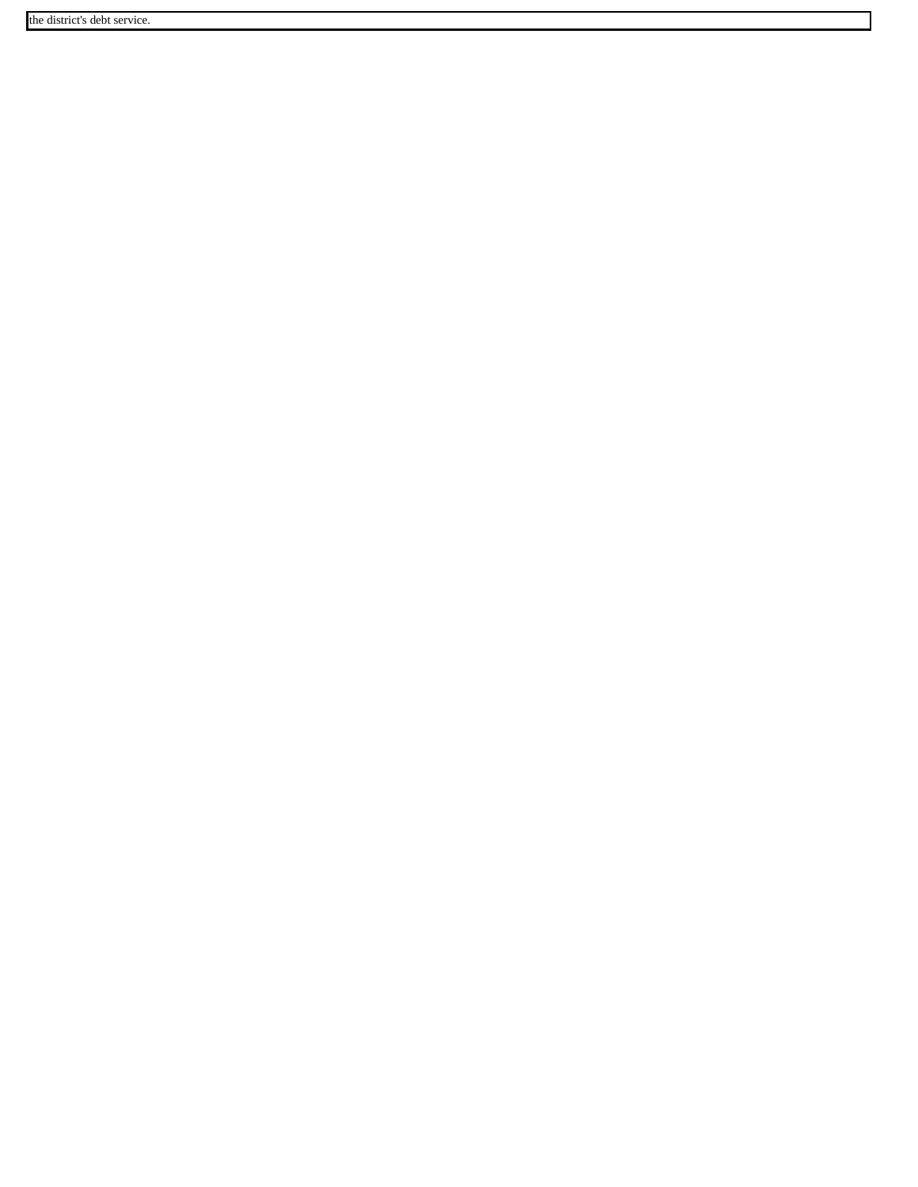the district's debt service.